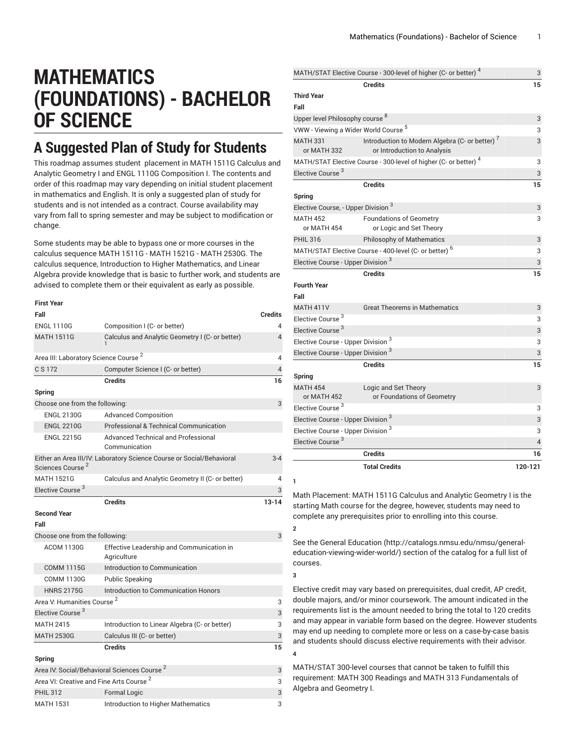# MATHEMATICS (FOUNDATIONS) - BACHELOR OF SCIENCE

## A Suggested Plan of Study for Students

This roadmap assumes student placement in MATH 1511G Calculus and Analytic Geometry I and ENGL 1110G Composition I. The contents and order of this roadmap may vary depending on initial student placement in mathematics and English. It is only a suggested plan of study for students and is not intended as a contract. Course availability may vary from fall to spring semester and may be subject to modification or change.

Some students may be able to bypass one or more courses in the calculus sequence MATH 1511G - MATH 1521G - MATH 2530G. The calculus sequence, Introduction to Higher Mathematics, and Linear Algebra provide knowledge that is basic to further work, and students are advised to complete them or their equivalent as early as possible.

| | | |
|---|---|---|
| **First Year** | | |
| **Fall** | | **Credits** |
| ENGL 1110G | Composition I (C- or better) | 4 |
| MATH 1511G | Calculus and Analytic Geometry I (C- or better) [1] | 4 |
| Area III: Laboratory Science Course [2] | | 4 |
| C S 172 | Computer Science I (C- or better) | 4 |
| | **Credits** | **16** |
| **Spring** | | |
| Choose one from the following: | | 3 |
| ENGL 2130G | Advanced Composition | |
| ENGL 2210G | Professional & Technical Communication | |
| ENGL 2215G | Advanced Technical and Professional Communication | |
| Either an Area III/IV: Laboratory Science Course or Social/Behavioral Sciences Course [2] | | 3-4 |
| MATH 1521G | Calculus and Analytic Geometry II (C- or better) | 4 |
| Elective Course [3] | | 3 |
| | **Credits** | **13-14** |
| **Second Year** | | |
| **Fall** | | |
| Choose one from the following: | | 3 |
| ACOM 1130G | Effective Leadership and Communication in Agriculture | |
| COMM 1115G | Introduction to Communication | |
| COMM 1130G | Public Speaking | |
| HNRS 2175G | Introduction to Communication Honors | |
| Area V: Humanities Course [2] | | 3 |
| Elective Course [3] | | 3 |
| MATH 2415 | Introduction to Linear Algebra (C- or better) | 3 |
| MATH 2530G | Calculus III (C- or better) | 3 |
| | **Credits** | **15** |
| **Spring** | | |
| Area IV: Social/Behavioral Sciences Course [2] | | 3 |
| Area VI: Creative and Fine Arts Course [2] | | 3 |
| PHIL 312 | Formal Logic | 3 |
| MATH 1531 | Introduction to Higher Mathematics | 3 |
| MATH/STAT Elective Course - 300-level of higher (C- or better) [4] | | 3 |
| | **Credits** | **15** |
| **Third Year** | | |
| **Fall** | | |
| Upper level Philosophy course [8] | | 3 |
| VWW - Viewing a Wider World Course [5] | | 3 |
| MATH 331 or MATH 332 | Introduction to Modern Algebra (C- or better) [7] or Introduction to Analysis | 3 |
| MATH/STAT Elective Course - 300-level of higher (C- or better) [4] | | 3 |
| Elective Course [3] | | 3 |
| | **Credits** | **15** |
| **Spring** | | |
| Elective Course, - Upper Division [3] | | 3 |
| MATH 452 or MATH 454 | Foundations of Geometry or Logic and Set Theory | 3 |
| PHIL 316 | Philosophy of Mathematics | 3 |
| MATH/STAT Elective Course - 400-level (C- or better) [6] | | 3 |
| Elective Course - Upper Division [3] | | 3 |
| | **Credits** | **15** |
| **Fourth Year** | | |
| **Fall** | | |
| MATH 411V | Great Theorems in Mathematics | 3 |
| Elective Course [3] | | 3 |
| Elective Course [3] | | 3 |
| Elective Course - Upper Division [3] | | 3 |
| Elective Course - Upper Division [3] | | 3 |
| | **Credits** | **15** |
| **Spring** | | |
| MATH 454 or MATH 452 | Logic and Set Theory or Foundations of Geometry | 3 |
| Elective Course [3] | | 3 |
| Elective Course - Upper Division [3] | | 3 |
| Elective Course - Upper Division [3] | | 3 |
| Elective Course [3] | | 4 |
| | **Credits** | **16** |
| | **Total Credits** | **120-121** |

**1**

Math Placement: MATH 1511G Calculus and Analytic Geometry I is the starting Math course for the degree, however, students may need to complete any prerequisites prior to enrolling into this course.

**2**

See the General Education (http://catalogs.nmsu.edu/nmsu/general-education-viewing-wider-world/) section of the catalog for a full list of courses.

**3**

Elective credit may vary based on prerequisites, dual credit, AP credit, double majors, and/or minor coursework. The amount indicated in the requirements list is the amount needed to bring the total to 120 credits and may appear in variable form based on the degree. However students may end up needing to complete more or less on a case-by-case basis and students should discuss elective requirements with their advisor.

**4**

MATH/STAT 300-level courses that cannot be taken to fulfill this requirement: MATH 300 Readings and MATH 313 Fundamentals of Algebra and Geometry I.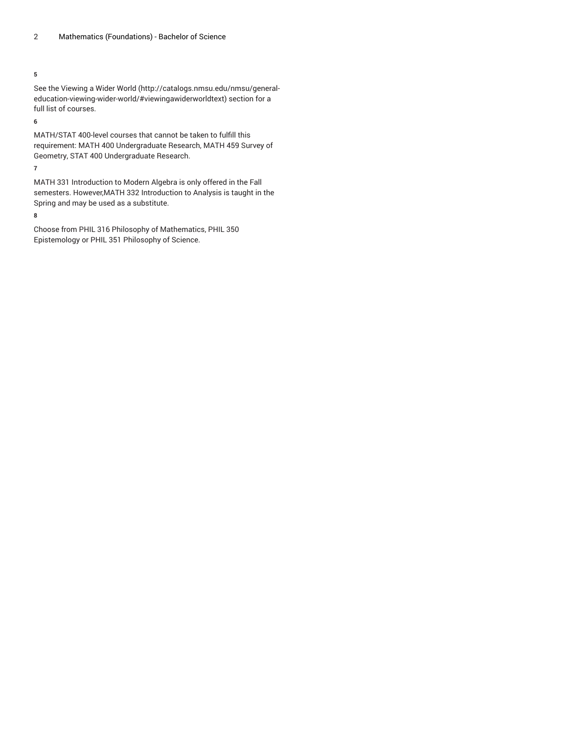5

See the Viewing a Wider World (http://catalogs.nmsu.edu/nmsu/general-education-viewing-wider-world/#viewingawiderworldtext) section for a full list of courses.

6

MATH/STAT 400-level courses that cannot be taken to fulfill this requirement: MATH 400 Undergraduate Research, MATH 459 Survey of Geometry, STAT 400 Undergraduate Research.

7

MATH 331 Introduction to Modern Algebra is only offered in the Fall semesters. However,MATH 332 Introduction to Analysis is taught in the Spring and may be used as a substitute.

8

Choose from PHIL 316 Philosophy of Mathematics, PHIL 350 Epistemology or PHIL 351 Philosophy of Science.